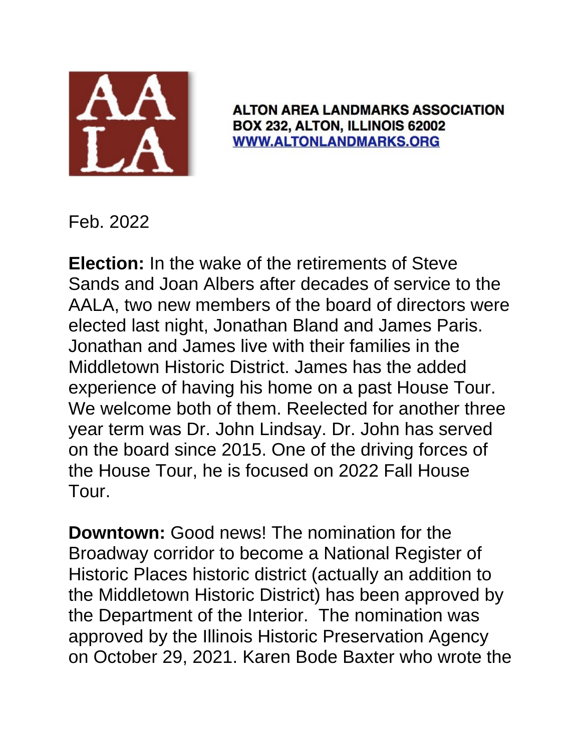AA
LA

**ALTON AREA LANDMARKS ASSOCIATION**
**BOX 232, ALTON, ILLINOIS 62002**
**[WWW.ALTONLANDMARKS.ORG](http://WWW.ALTONLANDMARKS.ORG)**

Feb. 2022

**Election:** In the wake of the retirements of Steve Sands and Joan Albers after decades of service to the AALA, two new members of the board of directors were elected last night, Jonathan Bland and James Paris. Jonathan and James live with their families in the Middletown Historic District. James has the added experience of having his home on a past House Tour. We welcome both of them. Reelected for another three year term was Dr. John Lindsay. Dr. John has served on the board since 2015. One of the driving forces of the House Tour, he is focused on 2022 Fall House Tour.

**Downtown:** Good news! The nomination for the Broadway corridor to become a National Register of Historic Places historic district (actually an addition to the Middletown Historic District) has been approved by the Department of the Interior. The nomination was approved by the Illinois Historic Preservation Agency on October 29, 2021. Karen Bode Baxter who wrote the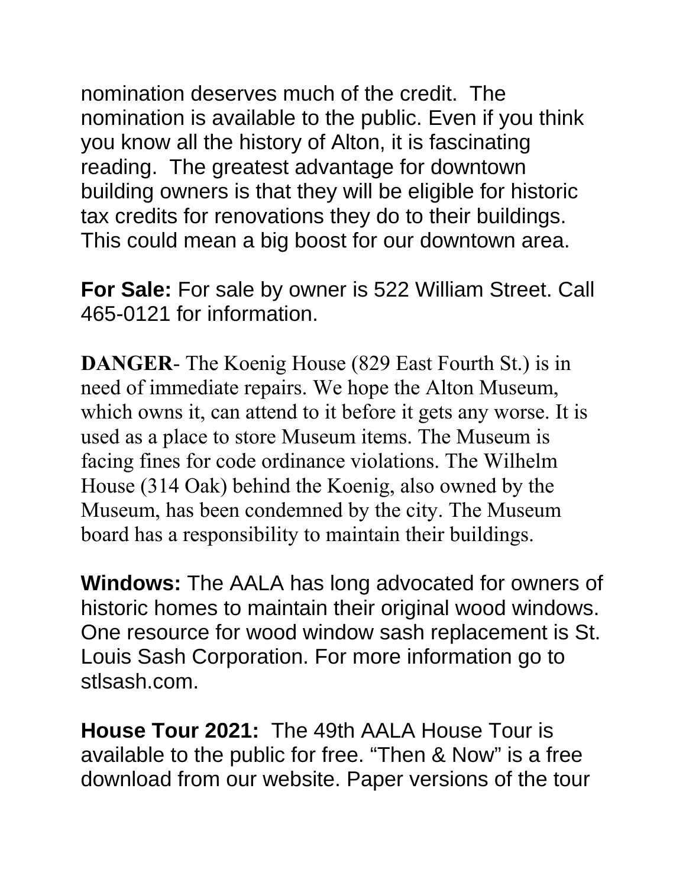nomination deserves much of the credit. The nomination is available to the public. Even if you think you know all the history of Alton, it is fascinating reading. The greatest advantage for downtown building owners is that they will be eligible for historic tax credits for renovations they do to their buildings. This could mean a big boost for our downtown area.

**For Sale:** For sale by owner is 522 William Street. Call 465-0121 for information.

**DANGER**- The Koenig House (829 East Fourth St.) is in need of immediate repairs. We hope the Alton Museum, which owns it, can attend to it before it gets any worse. It is used as a place to store Museum items. The Museum is facing fines for code ordinance violations. The Wilhelm House (314 Oak) behind the Koenig, also owned by the Museum, has been condemned by the city. The Museum board has a responsibility to maintain their buildings.

**Windows:** The AALA has long advocated for owners of historic homes to maintain their original wood windows. One resource for wood window sash replacement is St. Louis Sash Corporation. For more information go to stlsash.com.

**House Tour 2021:** The 49th AALA House Tour is available to the public for free. “Then & Now” is a free download from our website. Paper versions of the tour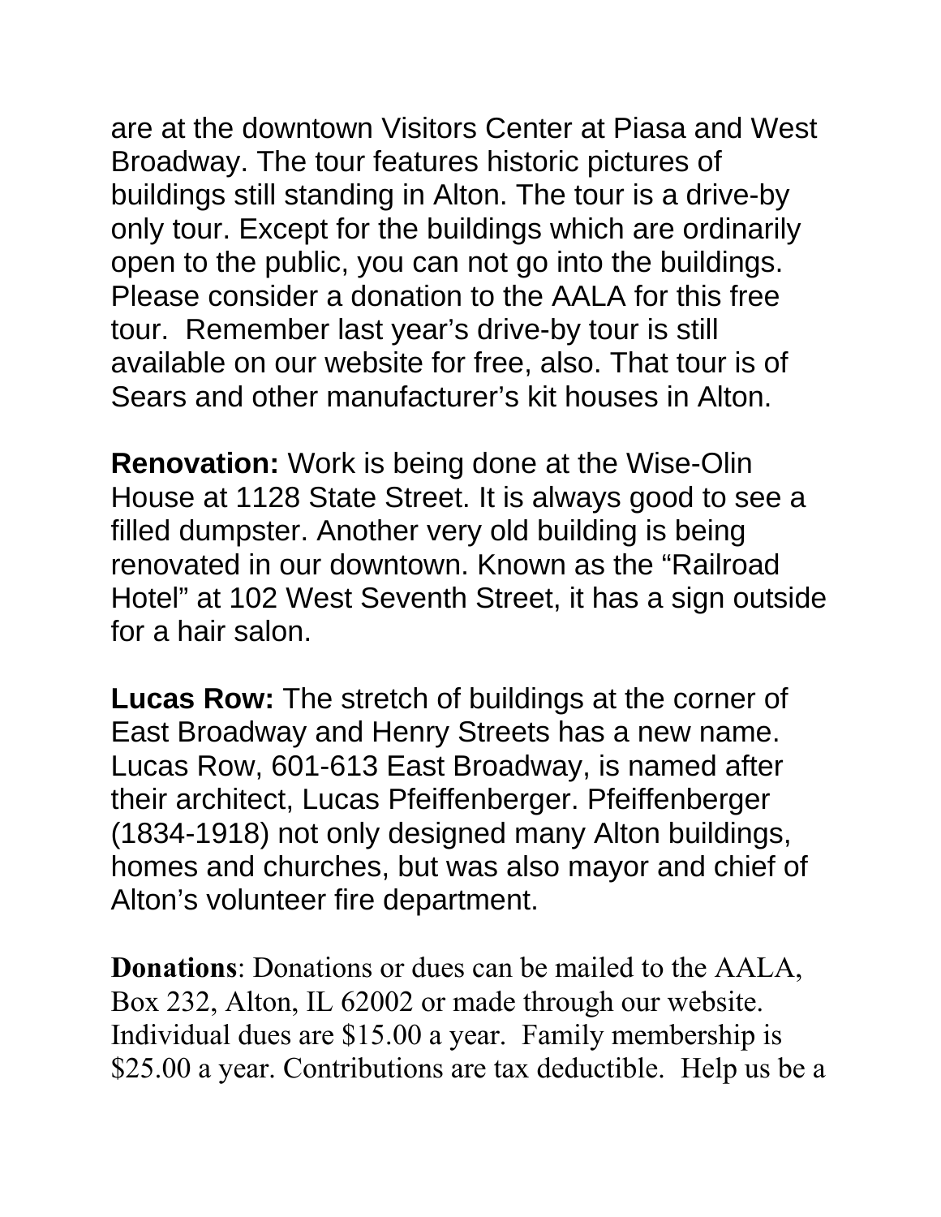are at the downtown Visitors Center at Piasa and West Broadway. The tour features historic pictures of buildings still standing in Alton. The tour is a drive-by only tour. Except for the buildings which are ordinarily open to the public, you can not go into the buildings. Please consider a donation to the AALA for this free tour. Remember last year's drive-by tour is still available on our website for free, also. That tour is of Sears and other manufacturer's kit houses in Alton.

**Renovation:** Work is being done at the Wise-Olin House at 1128 State Street. It is always good to see a filled dumpster. Another very old building is being renovated in our downtown. Known as the "Railroad Hotel" at 102 West Seventh Street, it has a sign outside for a hair salon.

**Lucas Row:** The stretch of buildings at the corner of East Broadway and Henry Streets has a new name. Lucas Row, 601-613 East Broadway, is named after their architect, Lucas Pfeiffenberger. Pfeiffenberger (1834-1918) not only designed many Alton buildings, homes and churches, but was also mayor and chief of Alton's volunteer fire department.

**Donations**: Donations or dues can be mailed to the AALA, Box 232, Alton, IL 62002 or made through our website. Individual dues are $15.00 a year. Family membership is $25.00 a year. Contributions are tax deductible. Help us be a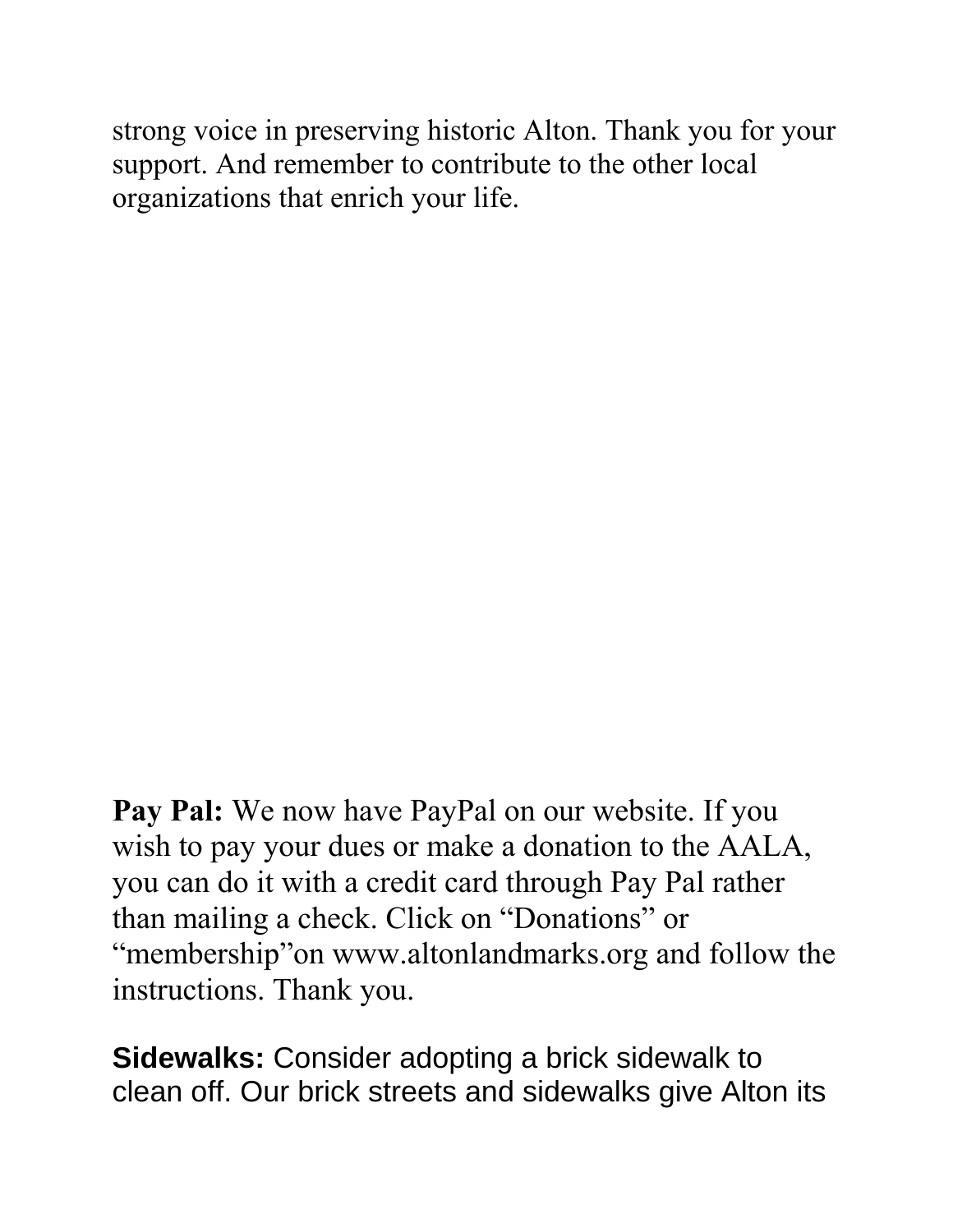strong voice in preserving historic Alton. Thank you for your support. And remember to contribute to the other local organizations that enrich your life.

**Pay Pal:** We now have PayPal on our website. If you wish to pay your dues or make a donation to the AALA, you can do it with a credit card through Pay Pal rather than mailing a check. Click on "Donations" or "membership"on www.altonlandmarks.org and follow the instructions. Thank you.

**Sidewalks:** Consider adopting a brick sidewalk to clean off. Our brick streets and sidewalks give Alton its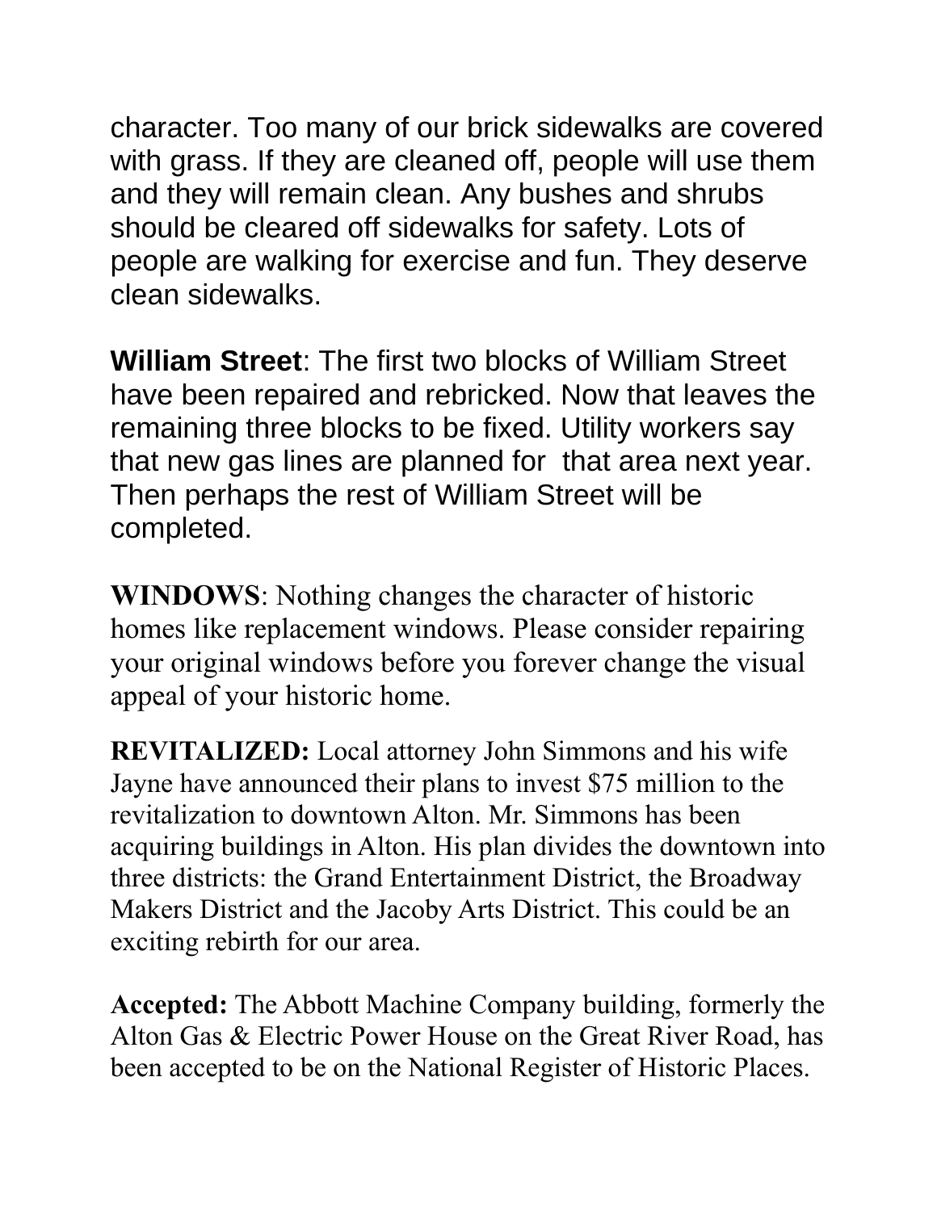character. Too many of our brick sidewalks are covered with grass. If they are cleaned off, people will use them and they will remain clean. Any bushes and shrubs should be cleared off sidewalks for safety. Lots of people are walking for exercise and fun. They deserve clean sidewalks.

**William Street**: The first two blocks of William Street have been repaired and rebricked. Now that leaves the remaining three blocks to be fixed. Utility workers say that new gas lines are planned for that area next year. Then perhaps the rest of William Street will be completed.

**WINDOWS**: Nothing changes the character of historic homes like replacement windows. Please consider repairing your original windows before you forever change the visual appeal of your historic home.

**REVITALIZED:** Local attorney John Simmons and his wife Jayne have announced their plans to invest $75 million to the revitalization to downtown Alton. Mr. Simmons has been acquiring buildings in Alton. His plan divides the downtown into three districts: the Grand Entertainment District, the Broadway Makers District and the Jacoby Arts District. This could be an exciting rebirth for our area.

**Accepted:** The Abbott Machine Company building, formerly the Alton Gas & Electric Power House on the Great River Road, has been accepted to be on the National Register of Historic Places.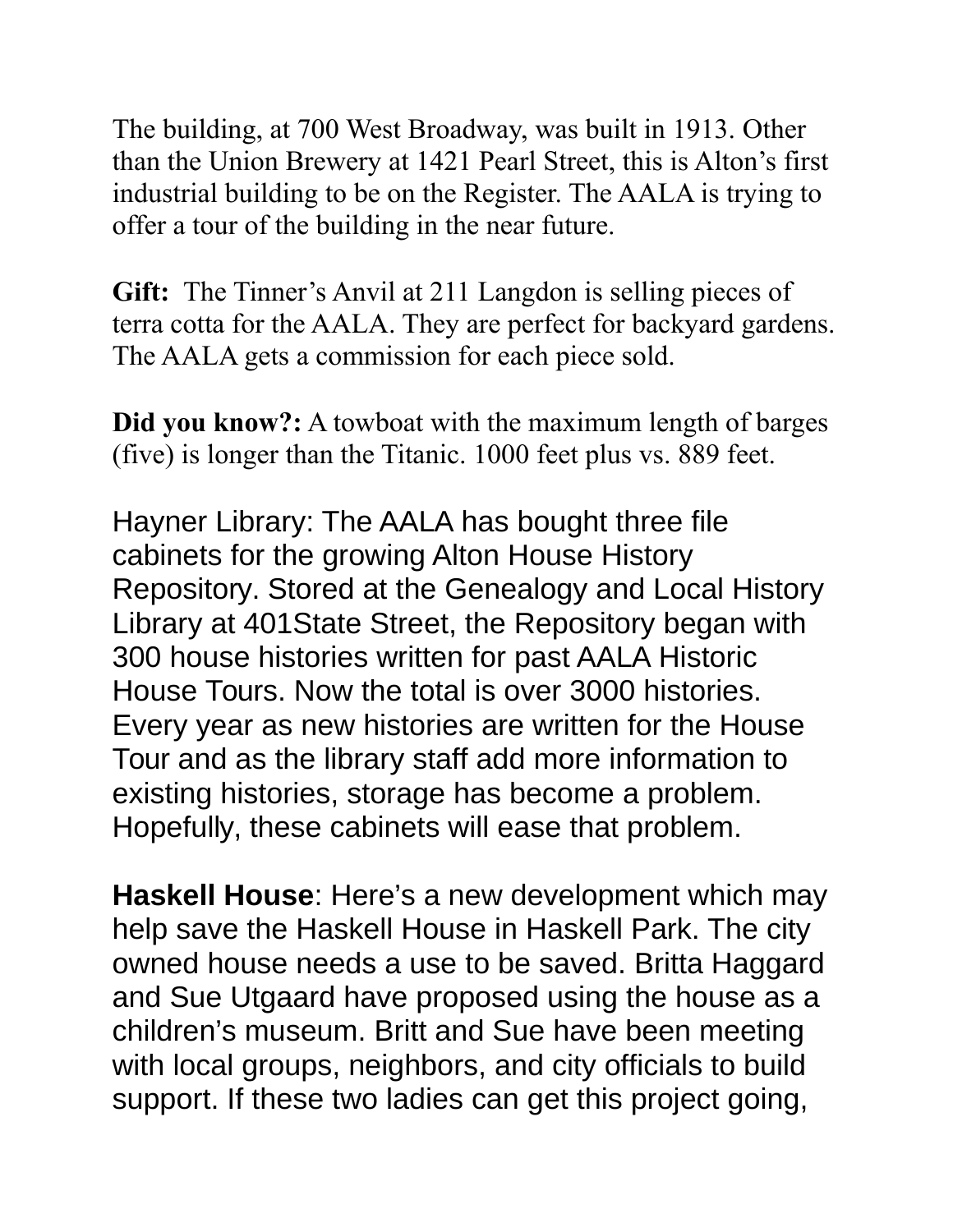The building, at 700 West Broadway, was built in 1913. Other than the Union Brewery at 1421 Pearl Street, this is Alton's first industrial building to be on the Register. The AALA is trying to offer a tour of the building in the near future.

**Gift:** The Tinner's Anvil at 211 Langdon is selling pieces of terra cotta for the AALA. They are perfect for backyard gardens. The AALA gets a commission for each piece sold.

**Did you know?:** A towboat with the maximum length of barges (five) is longer than the Titanic. 1000 feet plus vs. 889 feet.

Hayner Library: The AALA has bought three file cabinets for the growing Alton House History Repository. Stored at the Genealogy and Local History Library at 401State Street, the Repository began with 300 house histories written for past AALA Historic House Tours. Now the total is over 3000 histories. Every year as new histories are written for the House Tour and as the library staff add more information to existing histories, storage has become a problem. Hopefully, these cabinets will ease that problem.

**Haskell House**: Here's a new development which may help save the Haskell House in Haskell Park. The city owned house needs a use to be saved. Britta Haggard and Sue Utgaard have proposed using the house as a children's museum. Britt and Sue have been meeting with local groups, neighbors, and city officials to build support. If these two ladies can get this project going,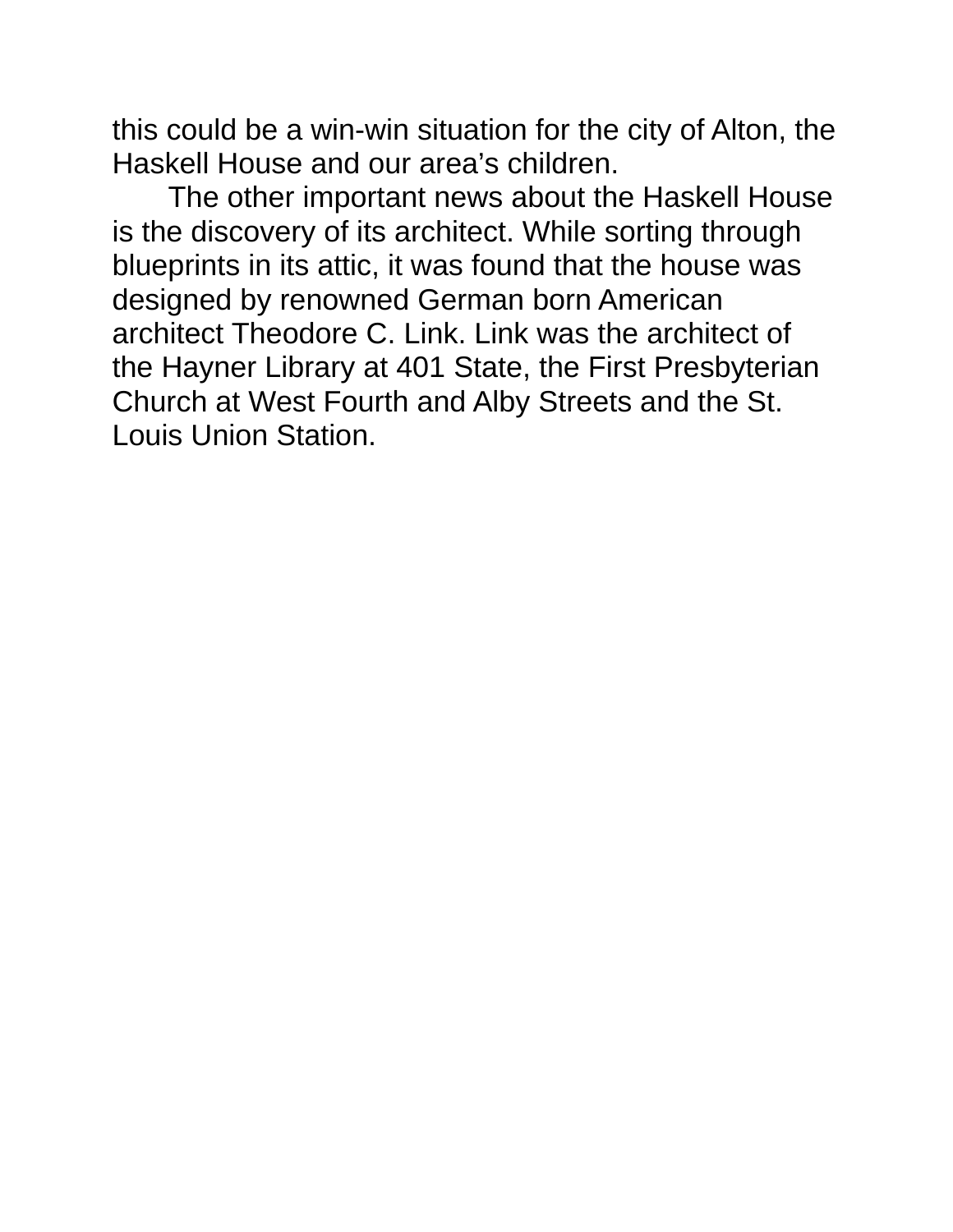this could be a win-win situation for the city of Alton, the Haskell House and our area's children.

The other important news about the Haskell House is the discovery of its architect. While sorting through blueprints in its attic, it was found that the house was designed by renowned German born American architect Theodore C. Link. Link was the architect of the Hayner Library at 401 State, the First Presbyterian Church at West Fourth and Alby Streets and the St. Louis Union Station.